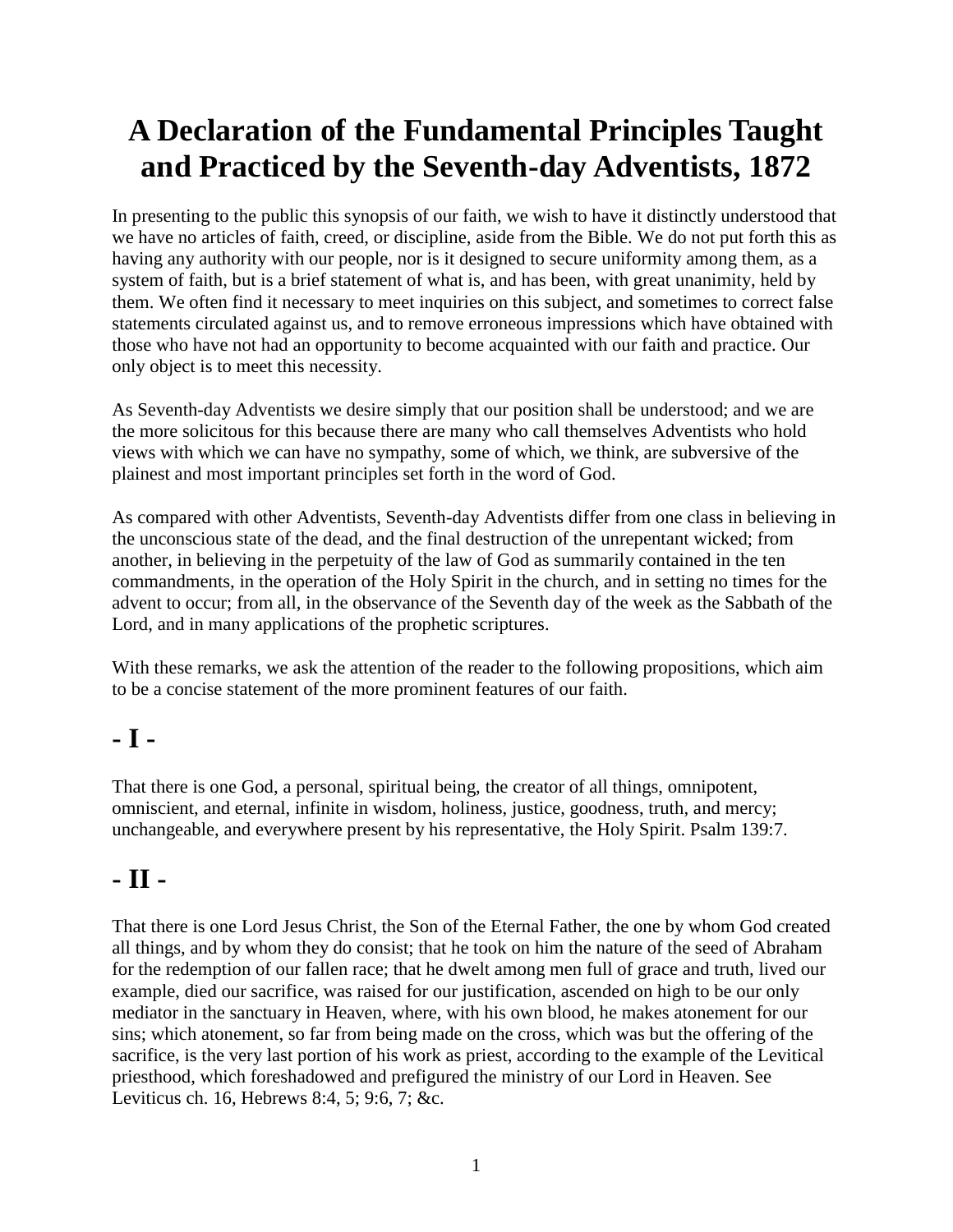# A Declaration of the Fundamental Principles Taught and Practiced by the Seventh-day Adventists, 1872

In presenting to the public this synopsis of our faith, we wish to have it distinctly understood that we have no articles of faith, creed, or discipline, aside from the Bible. We do not put forth this as having any authority with our people, nor is it designed to secure uniformity among them, as a system of faith, but is a brief statement of what is, and has been, with great unanimity, held by them. We often find it necessary to meet inquiries on this subject, and sometimes to correct false statements circulated against us, and to remove erroneous impressions which have obtained with those who have not had an opportunity to become acquainted with our faith and practice. Our only object is to meet this necessity.

As Seventh-day Adventists we desire simply that our position shall be understood; and we are the more solicitous for this because there are many who call themselves Adventists who hold views with which we can have no sympathy, some of which, we think, are subversive of the plainest and most important principles set forth in the word of God.

As compared with other Adventists, Seventh-day Adventists differ from one class in believing in the unconscious state of the dead, and the final destruction of the unrepentant wicked; from another, in believing in the perpetuity of the law of God as summarily contained in the ten commandments, in the operation of the Holy Spirit in the church, and in setting no times for the advent to occur; from all, in the observance of the Seventh day of the week as the Sabbath of the Lord, and in many applications of the prophetic scriptures.

With these remarks, we ask the attention of the reader to the following propositions, which aim to be a concise statement of the more prominent features of our faith.

## - I -

That there is one God, a personal, spiritual being, the creator of all things, omnipotent, omniscient, and eternal, infinite in wisdom, holiness, justice, goodness, truth, and mercy; unchangeable, and everywhere present by his representative, the Holy Spirit. Psalm 139:7.

## - II -

That there is one Lord Jesus Christ, the Son of the Eternal Father, the one by whom God created all things, and by whom they do consist; that he took on him the nature of the seed of Abraham for the redemption of our fallen race; that he dwelt among men full of grace and truth, lived our example, died our sacrifice, was raised for our justification, ascended on high to be our only mediator in the sanctuary in Heaven, where, with his own blood, he makes atonement for our sins; which atonement, so far from being made on the cross, which was but the offering of the sacrifice, is the very last portion of his work as priest, according to the example of the Levitical priesthood, which foreshadowed and prefigured the ministry of our Lord in Heaven. See Leviticus ch. 16, Hebrews 8:4, 5; 9:6, 7; &c.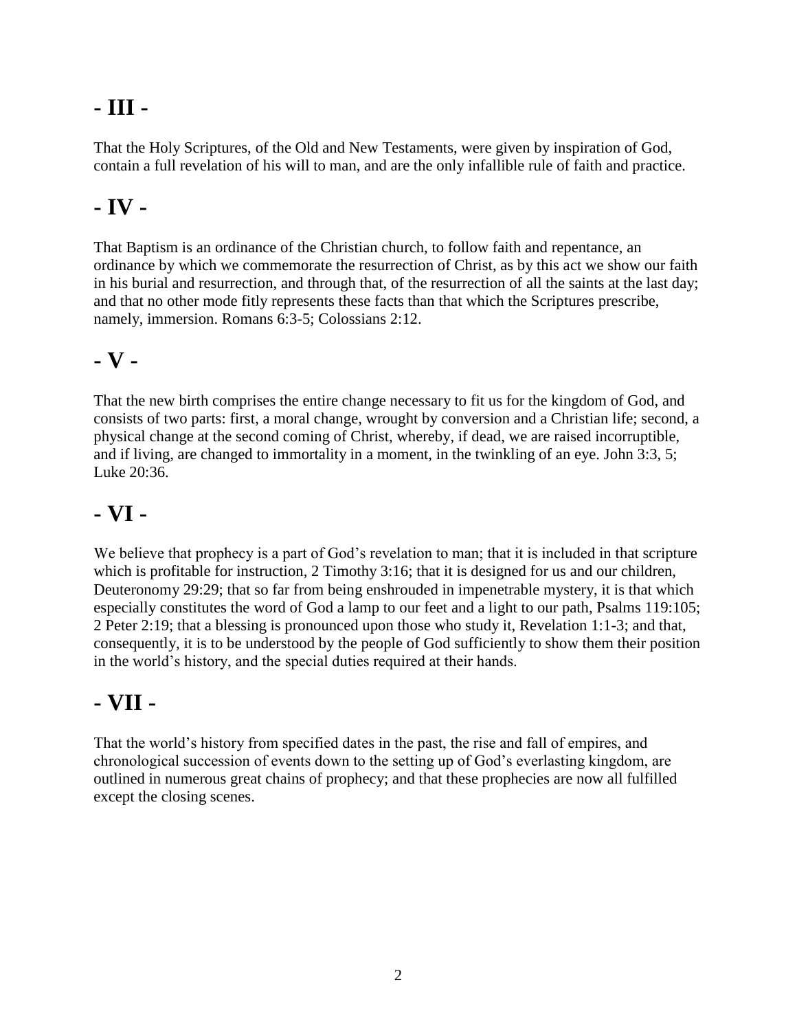# - III -

That the Holy Scriptures, of the Old and New Testaments, were given by inspiration of God, contain a full revelation of his will to man, and are the only infallible rule of faith and practice.

# - IV -

That Baptism is an ordinance of the Christian church, to follow faith and repentance, an ordinance by which we commemorate the resurrection of Christ, as by this act we show our faith in his burial and resurrection, and through that, of the resurrection of all the saints at the last day; and that no other mode fitly represents these facts than that which the Scriptures prescribe, namely, immersion. Romans 6:3-5; Colossians 2:12.

# - V -

That the new birth comprises the entire change necessary to fit us for the kingdom of God, and consists of two parts: first, a moral change, wrought by conversion and a Christian life; second, a physical change at the second coming of Christ, whereby, if dead, we are raised incorruptible, and if living, are changed to immortality in a moment, in the twinkling of an eye. John 3:3, 5; Luke 20:36.

# - VI -

We believe that prophecy is a part of God's revelation to man; that it is included in that scripture which is profitable for instruction, 2 Timothy 3:16; that it is designed for us and our children, Deuteronomy 29:29; that so far from being enshrouded in impenetrable mystery, it is that which especially constitutes the word of God a lamp to our feet and a light to our path, Psalms 119:105; 2 Peter 2:19; that a blessing is pronounced upon those who study it, Revelation 1:1-3; and that, consequently, it is to be understood by the people of God sufficiently to show them their position in the world's history, and the special duties required at their hands.

# - VII -

That the world's history from specified dates in the past, the rise and fall of empires, and chronological succession of events down to the setting up of God's everlasting kingdom, are outlined in numerous great chains of prophecy; and that these prophecies are now all fulfilled except the closing scenes.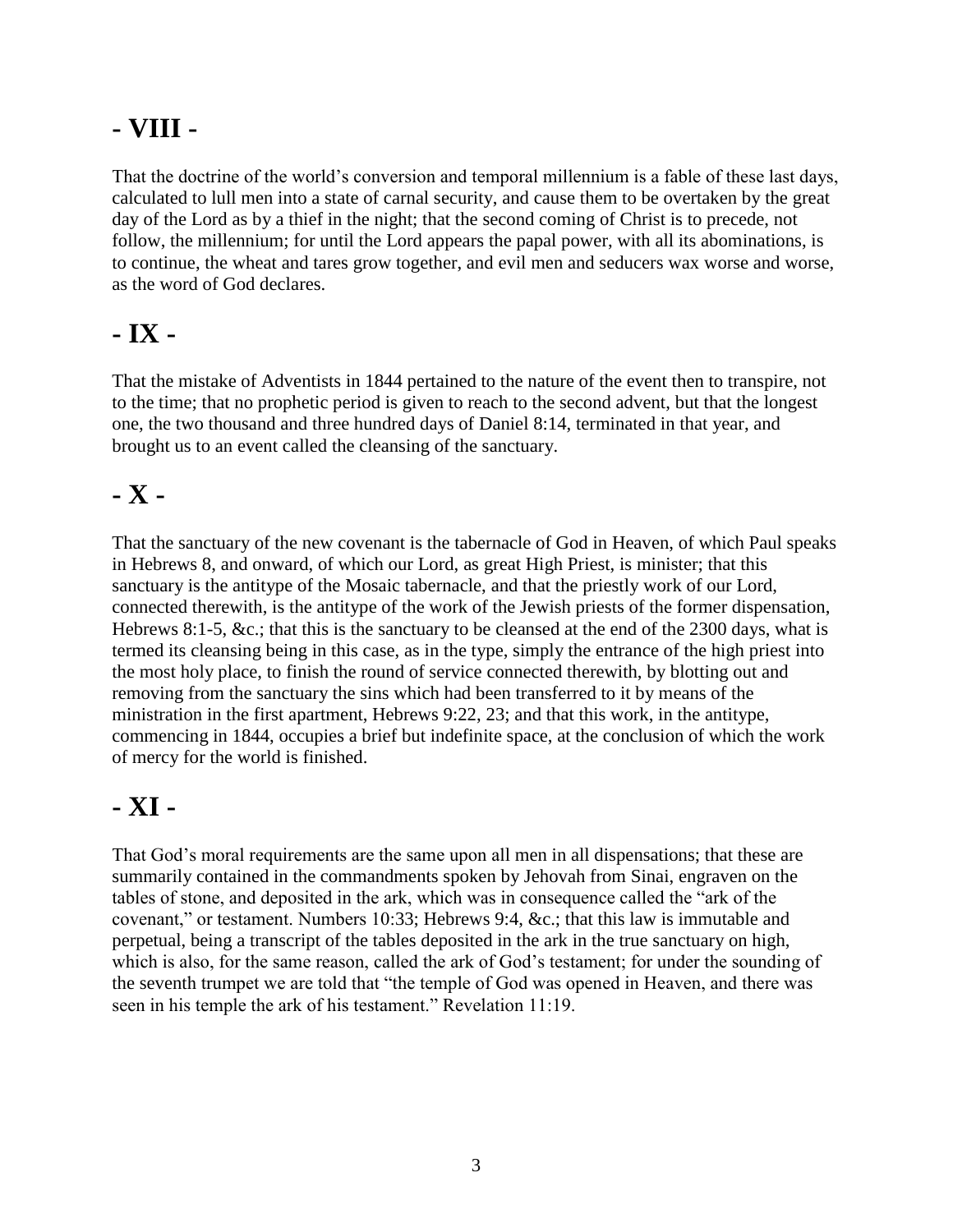# - VIII -

That the doctrine of the world's conversion and temporal millennium is a fable of these last days, calculated to lull men into a state of carnal security, and cause them to be overtaken by the great day of the Lord as by a thief in the night; that the second coming of Christ is to precede, not follow, the millennium; for until the Lord appears the papal power, with all its abominations, is to continue, the wheat and tares grow together, and evil men and seducers wax worse and worse, as the word of God declares.

# - IX -

That the mistake of Adventists in 1844 pertained to the nature of the event then to transpire, not to the time; that no prophetic period is given to reach to the second advent, but that the longest one, the two thousand and three hundred days of Daniel 8:14, terminated in that year, and brought us to an event called the cleansing of the sanctuary.

# - X -

That the sanctuary of the new covenant is the tabernacle of God in Heaven, of which Paul speaks in Hebrews 8, and onward, of which our Lord, as great High Priest, is minister; that this sanctuary is the antitype of the Mosaic tabernacle, and that the priestly work of our Lord, connected therewith, is the antitype of the work of the Jewish priests of the former dispensation, Hebrews 8:1-5, &c.; that this is the sanctuary to be cleansed at the end of the 2300 days, what is termed its cleansing being in this case, as in the type, simply the entrance of the high priest into the most holy place, to finish the round of service connected therewith, by blotting out and removing from the sanctuary the sins which had been transferred to it by means of the ministration in the first apartment, Hebrews 9:22, 23; and that this work, in the antitype, commencing in 1844, occupies a brief but indefinite space, at the conclusion of which the work of mercy for the world is finished.

# - XI -

That God's moral requirements are the same upon all men in all dispensations; that these are summarily contained in the commandments spoken by Jehovah from Sinai, engraven on the tables of stone, and deposited in the ark, which was in consequence called the "ark of the covenant," or testament. Numbers 10:33; Hebrews 9:4, &c.; that this law is immutable and perpetual, being a transcript of the tables deposited in the ark in the true sanctuary on high, which is also, for the same reason, called the ark of God's testament; for under the sounding of the seventh trumpet we are told that "the temple of God was opened in Heaven, and there was seen in his temple the ark of his testament." Revelation 11:19.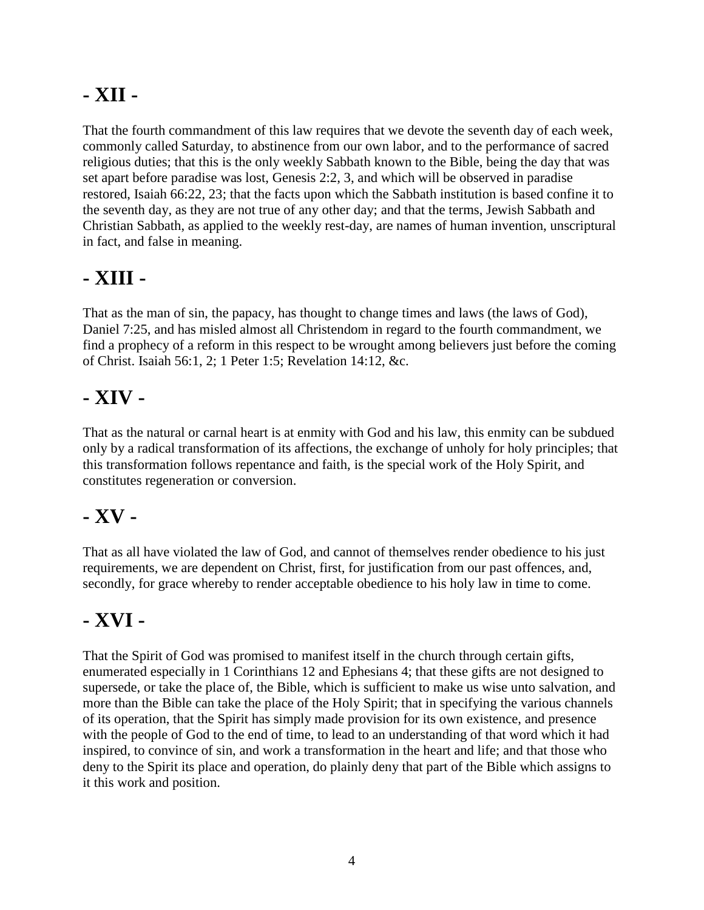## - XII -

That the fourth commandment of this law requires that we devote the seventh day of each week, commonly called Saturday, to abstinence from our own labor, and to the performance of sacred religious duties; that this is the only weekly Sabbath known to the Bible, being the day that was set apart before paradise was lost, Genesis 2:2, 3, and which will be observed in paradise restored, Isaiah 66:22, 23; that the facts upon which the Sabbath institution is based confine it to the seventh day, as they are not true of any other day; and that the terms, Jewish Sabbath and Christian Sabbath, as applied to the weekly rest-day, are names of human invention, unscriptural in fact, and false in meaning.

## - XIII -

That as the man of sin, the papacy, has thought to change times and laws (the laws of God), Daniel 7:25, and has misled almost all Christendom in regard to the fourth commandment, we find a prophecy of a reform in this respect to be wrought among believers just before the coming of Christ. Isaiah 56:1, 2; 1 Peter 1:5; Revelation 14:12, &c.

## - XIV -

That as the natural or carnal heart is at enmity with God and his law, this enmity can be subdued only by a radical transformation of its affections, the exchange of unholy for holy principles; that this transformation follows repentance and faith, is the special work of the Holy Spirit, and constitutes regeneration or conversion.

## - XV -

That as all have violated the law of God, and cannot of themselves render obedience to his just requirements, we are dependent on Christ, first, for justification from our past offences, and, secondly, for grace whereby to render acceptable obedience to his holy law in time to come.

## - XVI -

That the Spirit of God was promised to manifest itself in the church through certain gifts, enumerated especially in 1 Corinthians 12 and Ephesians 4; that these gifts are not designed to supersede, or take the place of, the Bible, which is sufficient to make us wise unto salvation, and more than the Bible can take the place of the Holy Spirit; that in specifying the various channels of its operation, that the Spirit has simply made provision for its own existence, and presence with the people of God to the end of time, to lead to an understanding of that word which it had inspired, to convince of sin, and work a transformation in the heart and life; and that those who deny to the Spirit its place and operation, do plainly deny that part of the Bible which assigns to it this work and position.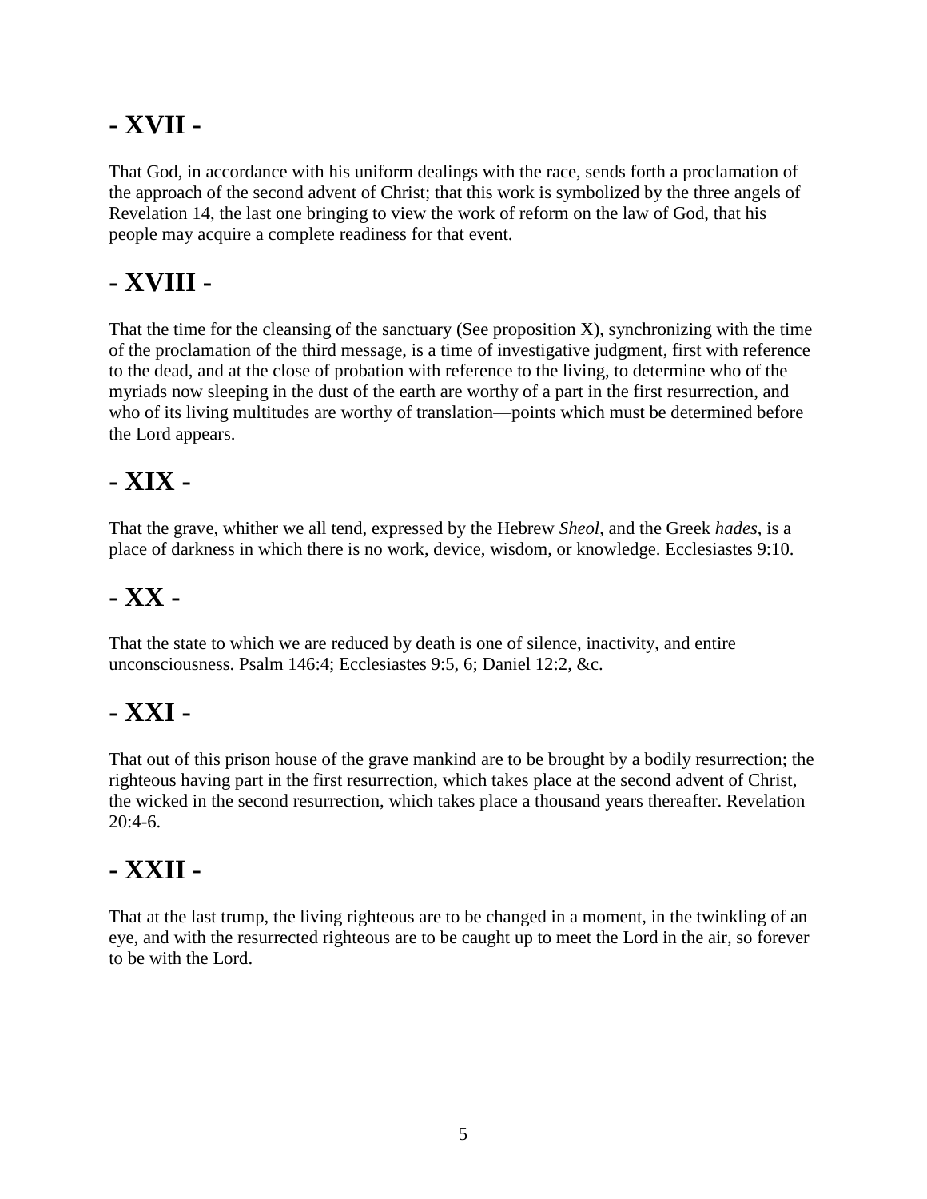## - XVII -

That God, in accordance with his uniform dealings with the race, sends forth a proclamation of the approach of the second advent of Christ; that this work is symbolized by the three angels of Revelation 14, the last one bringing to view the work of reform on the law of God, that his people may acquire a complete readiness for that event.

## - XVIII -

That the time for the cleansing of the sanctuary (See proposition X), synchronizing with the time of the proclamation of the third message, is a time of investigative judgment, first with reference to the dead, and at the close of probation with reference to the living, to determine who of the myriads now sleeping in the dust of the earth are worthy of a part in the first resurrection, and who of its living multitudes are worthy of translation—points which must be determined before the Lord appears.

## - XIX -

That the grave, whither we all tend, expressed by the Hebrew *Sheol*, and the Greek *hades*, is a place of darkness in which there is no work, device, wisdom, or knowledge. Ecclesiastes 9:10.

## - XX -

That the state to which we are reduced by death is one of silence, inactivity, and entire unconsciousness. Psalm 146:4; Ecclesiastes 9:5, 6; Daniel 12:2, &c.

## - XXI -

That out of this prison house of the grave mankind are to be brought by a bodily resurrection; the righteous having part in the first resurrection, which takes place at the second advent of Christ, the wicked in the second resurrection, which takes place a thousand years thereafter. Revelation 20:4-6.

## - XXII -

That at the last trump, the living righteous are to be changed in a moment, in the twinkling of an eye, and with the resurrected righteous are to be caught up to meet the Lord in the air, so forever to be with the Lord.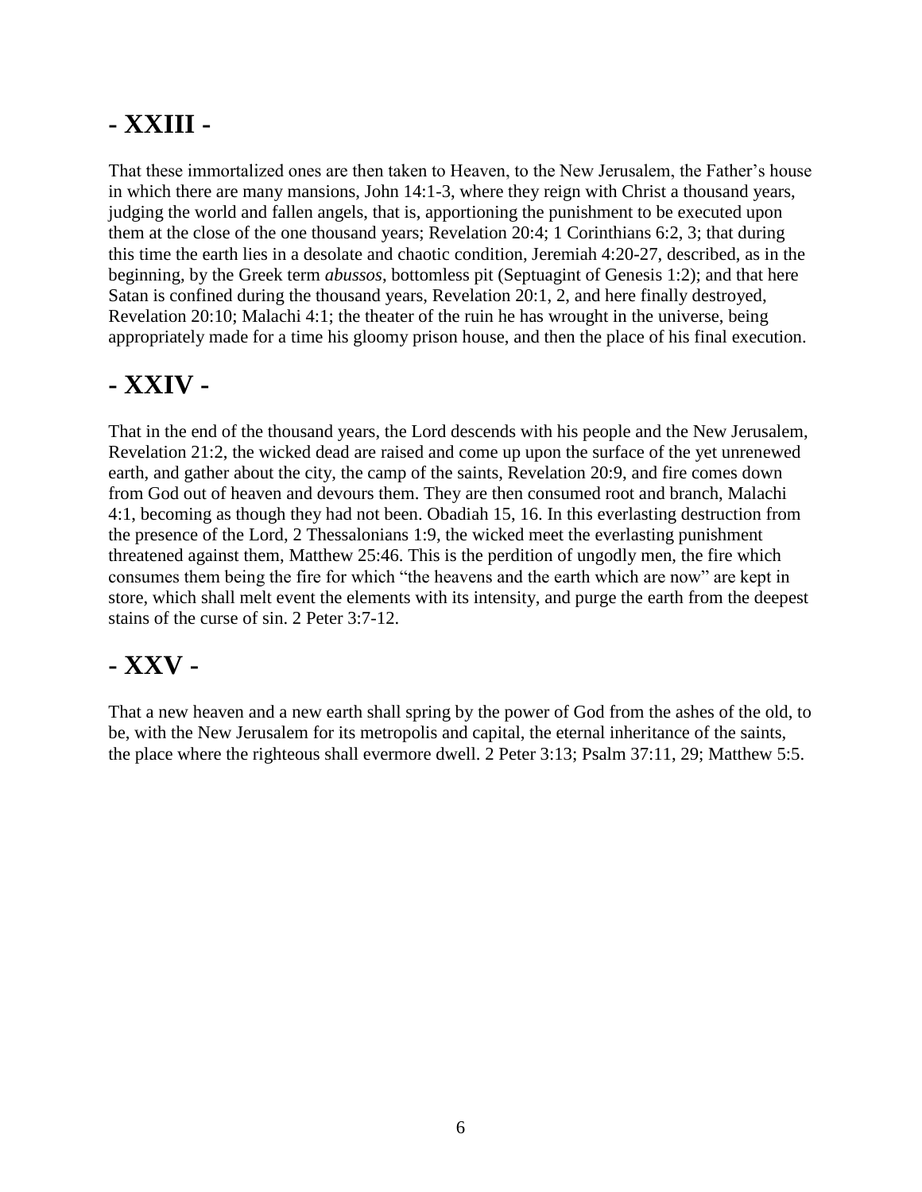# - XXIII -

That these immortalized ones are then taken to Heaven, to the New Jerusalem, the Father's house in which there are many mansions, John 14:1-3, where they reign with Christ a thousand years, judging the world and fallen angels, that is, apportioning the punishment to be executed upon them at the close of the one thousand years; Revelation 20:4; 1 Corinthians 6:2, 3; that during this time the earth lies in a desolate and chaotic condition, Jeremiah 4:20-27, described, as in the beginning, by the Greek term *abussos*, bottomless pit (Septuagint of Genesis 1:2); and that here Satan is confined during the thousand years, Revelation 20:1, 2, and here finally destroyed, Revelation 20:10; Malachi 4:1; the theater of the ruin he has wrought in the universe, being appropriately made for a time his gloomy prison house, and then the place of his final execution.

# - XXIV -

That in the end of the thousand years, the Lord descends with his people and the New Jerusalem, Revelation 21:2, the wicked dead are raised and come up upon the surface of the yet unrenewed earth, and gather about the city, the camp of the saints, Revelation 20:9, and fire comes down from God out of heaven and devours them. They are then consumed root and branch, Malachi 4:1, becoming as though they had not been. Obadiah 15, 16. In this everlasting destruction from the presence of the Lord, 2 Thessalonians 1:9, the wicked meet the everlasting punishment threatened against them, Matthew 25:46. This is the perdition of ungodly men, the fire which consumes them being the fire for which "the heavens and the earth which are now" are kept in store, which shall melt event the elements with its intensity, and purge the earth from the deepest stains of the curse of sin. 2 Peter 3:7-12.

# - XXV -

That a new heaven and a new earth shall spring by the power of God from the ashes of the old, to be, with the New Jerusalem for its metropolis and capital, the eternal inheritance of the saints, the place where the righteous shall evermore dwell. 2 Peter 3:13; Psalm 37:11, 29; Matthew 5:5.